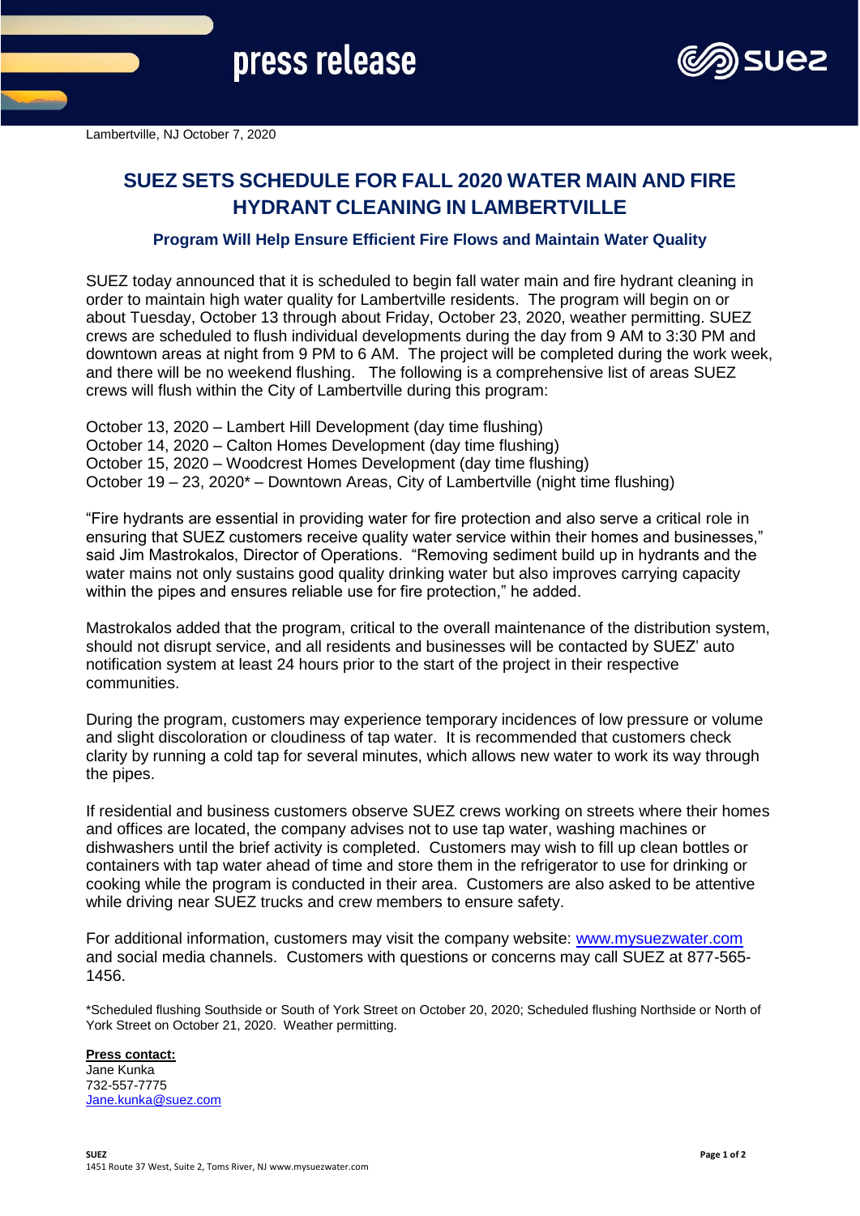press release

Lambertville, NJ October 7, 2020

# SUEZ SETS SCHEDULE FOR FALL 2020 WATER MAIN AND FIRE HYDRANT CLEANING IN LAMBERTVILLE

### Program Will Help Ensure Efficient Fire Flows and Maintain Water Quality

SUEZ today announced that it is scheduled to begin fall water main and fire hydrant cleaning in order to maintain high water quality for Lambertville residents. The program will begin on or about Tuesday, October 13 through about Friday, October 23, 2020, weather permitting. SUEZ crews are scheduled to flush individual developments during the day from 9 AM to 3:30 PM and downtown areas at night from 9 PM to 6 AM. The project will be completed during the work week, and there will be no weekend flushing. The following is a comprehensive list of areas SUEZ crews will flush within the City of Lambertville during this program:

October 13, 2020 – Lambert Hill Development (day time flushing)
October 14, 2020 – Calton Homes Development (day time flushing)
October 15, 2020 – Woodcrest Homes Development (day time flushing)
October 19 – 23, 2020* – Downtown Areas, City of Lambertville (night time flushing)

"Fire hydrants are essential in providing water for fire protection and also serve a critical role in ensuring that SUEZ customers receive quality water service within their homes and businesses," said Jim Mastrokalos, Director of Operations. "Removing sediment build up in hydrants and the water mains not only sustains good quality drinking water but also improves carrying capacity within the pipes and ensures reliable use for fire protection," he added.

Mastrokalos added that the program, critical to the overall maintenance of the distribution system, should not disrupt service, and all residents and businesses will be contacted by SUEZ' auto notification system at least 24 hours prior to the start of the project in their respective communities.

During the program, customers may experience temporary incidences of low pressure or volume and slight discoloration or cloudiness of tap water. It is recommended that customers check clarity by running a cold tap for several minutes, which allows new water to work its way through the pipes.

If residential and business customers observe SUEZ crews working on streets where their homes and offices are located, the company advises not to use tap water, washing machines or dishwashers until the brief activity is completed. Customers may wish to fill up clean bottles or containers with tap water ahead of time and store them in the refrigerator to use for drinking or cooking while the program is conducted in their area. Customers are also asked to be attentive while driving near SUEZ trucks and crew members to ensure safety.

For additional information, customers may visit the company website: [www.mysuezwater.com](http://www.mysuezwater.com) and social media channels. Customers with questions or concerns may call SUEZ at 877-565-1456.

*Scheduled flushing Southside or South of York Street on October 20, 2020; Scheduled flushing Northside or North of York Street on October 21, 2020. Weather permitting.

**Press contact:**
Jane Kunka
732-557-7775
[Jane.kunka@suez.com](mailto:Jane.kunka@suez.com)

**SUEZ**
1451 Route 37 West, Suite 2, Toms River, NJ www.mysuezwater.com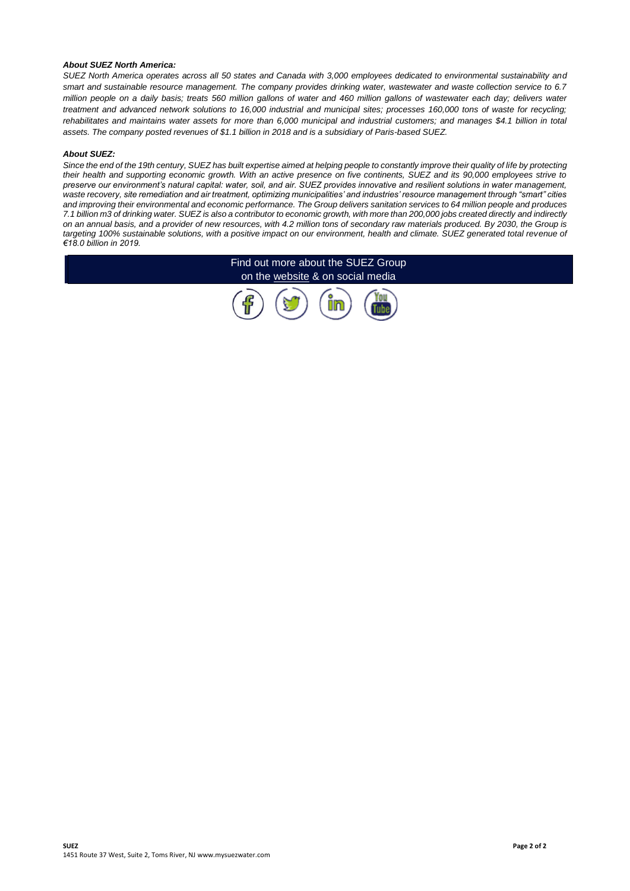***About SUEZ North America:***

*SUEZ North America operates across all 50 states and Canada with 3,000 employees dedicated to environmental sustainability and smart and sustainable resource management. The company provides drinking water, wastewater and waste collection service to 6.7 million people on a daily basis; treats 560 million gallons of water and 460 million gallons of wastewater each day; delivers water treatment and advanced network solutions to 16,000 industrial and municipal sites; processes 160,000 tons of waste for recycling; rehabilitates and maintains water assets for more than 6,000 municipal and industrial customers; and manages $4.1 billion in total assets. The company posted revenues of $1.1 billion in 2018 and is a subsidiary of Paris-based SUEZ.*

***About SUEZ:***

*Since the end of the 19th century, SUEZ has built expertise aimed at helping people to constantly improve their quality of life by protecting their health and supporting economic growth. With an active presence on five continents, SUEZ and its 90,000 employees strive to preserve our environment's natural capital: water, soil, and air. SUEZ provides innovative and resilient solutions in water management, waste recovery, site remediation and air treatment, optimizing municipalities' and industries' resource management through "smart" cities and improving their environmental and economic performance. The Group delivers sanitation services to 64 million people and produces 7.1 billion m3 of drinking water. SUEZ is also a contributor to economic growth, with more than 200,000 jobs created directly and indirectly on an annual basis, and a provider of new resources, with 4.2 million tons of secondary raw materials produced. By 2030, the Group is targeting 100% sustainable solutions, with a positive impact on our environment, health and climate. SUEZ generated total revenue of €18.0 billion in 2019.*

Find out more about the SUEZ Group on the website & on social media

**SUEZ**
1451 Route 37 West, Suite 2, Toms River, NJ www.mysuezwater.com